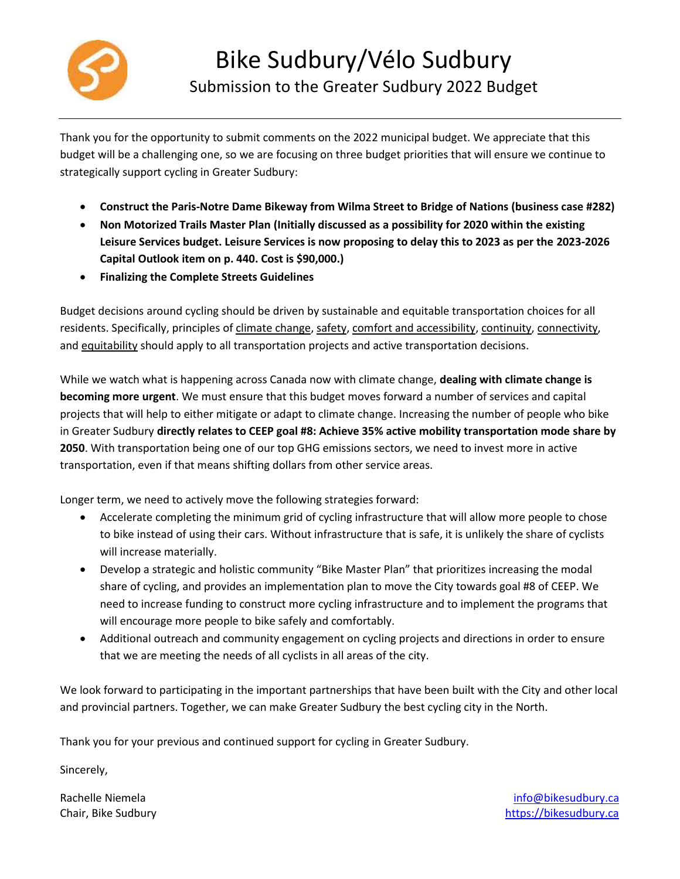# Bike Sudbury/Vélo Sudbury

## Submission to the Greater Sudbury 2022 Budget

Thank you for the opportunity to submit comments on the 2022 municipal budget. We appreciate that this budget will be a challenging one, so we are focusing on three budget priorities that will ensure we continue to strategically support cycling in Greater Sudbury:

- **Construct the Paris-Notre Dame Bikeway from Wilma Street to Bridge of Nations (business case #282)**
- **Non Motorized Trails Master Plan (Initially discussed as a possibility for 2020 within the existing Leisure Services budget. Leisure Services is now proposing to delay this to 2023 as per the 2023-2026 Capital Outlook item on p. 440. Cost is $90,000.)**
- **Finalizing the Complete Streets Guidelines**

Budget decisions around cycling should be driven by sustainable and equitable transportation choices for all residents. Specifically, principles of climate change, safety, comfort and accessibility, continuity, connectivity, and equitability should apply to all transportation projects and active transportation decisions.

While we watch what is happening across Canada now with climate change, **dealing with climate change is becoming more urgent**. We must ensure that this budget moves forward a number of services and capital projects that will help to either mitigate or adapt to climate change. Increasing the number of people who bike in Greater Sudbury **directly relates to CEEP goal #8: Achieve 35% active mobility transportation mode share by 2050**. With transportation being one of our top GHG emissions sectors, we need to invest more in active transportation, even if that means shifting dollars from other service areas.

Longer term, we need to actively move the following strategies forward:

- Accelerate completing the minimum grid of cycling infrastructure that will allow more people to chose to bike instead of using their cars. Without infrastructure that is safe, it is unlikely the share of cyclists will increase materially.
- Develop a strategic and holistic community "Bike Master Plan" that prioritizes increasing the modal share of cycling, and provides an implementation plan to move the City towards goal #8 of CEEP. We need to increase funding to construct more cycling infrastructure and to implement the programs that will encourage more people to bike safely and comfortably.
- Additional outreach and community engagement on cycling projects and directions in order to ensure that we are meeting the needs of all cyclists in all areas of the city.

We look forward to participating in the important partnerships that have been built with the City and other local and provincial partners. Together, we can make Greater Sudbury the best cycling city in the North.

Thank you for your previous and continued support for cycling in Greater Sudbury.

Sincerely,

Rachelle Niemela
Chair, Bike Sudbury

info@bikesudbury.ca
https://bikesudbury.ca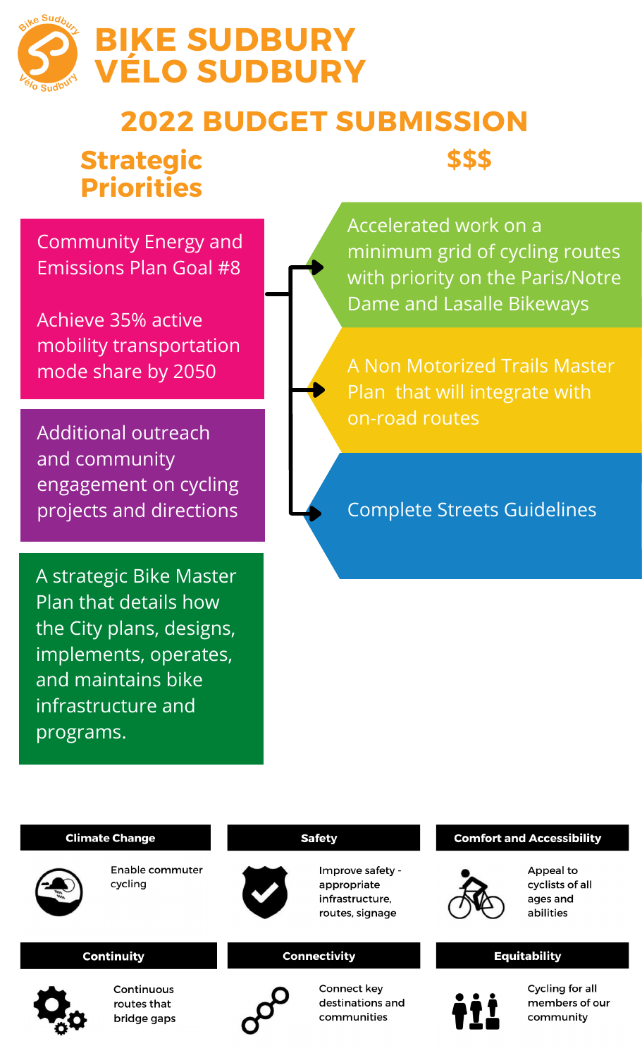# BIKE SUDBURY
# VÉLO SUDBURY

## 2022 BUDGET SUBMISSION

### Strategic Priorities

Community Energy and Emissions Plan Goal #8

Achieve 35% active mobility transportation mode share by 2050

Additional outreach and community engagement on cycling projects and directions

A strategic Bike Master Plan that details how the City plans, designs, implements, operates, and maintains bike infrastructure and programs.

### $$$

- Accelerated work on a minimum grid of cycling routes with priority on the Paris/Notre Dame and Lasalle Bikeways
- A Non Motorized Trails Master Plan that will integrate with on-road routes
- Complete Streets Guidelines

**Climate Change**

Enable commuter cycling

**Safety**

Improve safety - appropriate infrastructure, routes, signage

**Comfort and Accessibility**

Appeal to cyclists of all ages and abilities

**Continuity**

Continuous routes that bridge gaps

**Connectivity**

Connect key destinations and communities

**Equitability**

Cycling for all members of our community